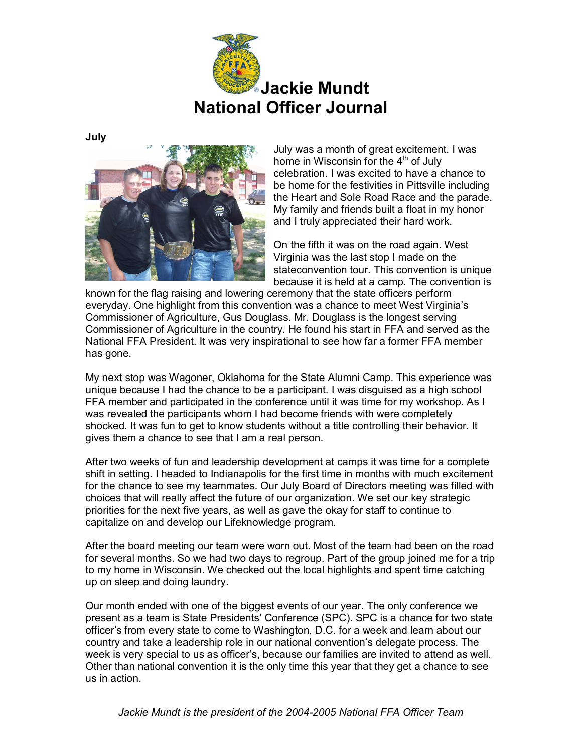# Jackie Mundt
# National Officer Journal

**July**

July was a month of great excitement. I was home in Wisconsin for the 4th of July celebration. I was excited to have a chance to be home for the festivities in Pittsville including the Heart and Sole Road Race and the parade. My family and friends built a float in my honor and I truly appreciated their hard work.

On the fifth it was on the road again. West Virginia was the last stop I made on the stateconvention tour. This convention is unique because it is held at a camp. The convention is known for the flag raising and lowering ceremony that the state officers perform everyday. One highlight from this convention was a chance to meet West Virginia's Commissioner of Agriculture, Gus Douglass. Mr. Douglass is the longest serving Commissioner of Agriculture in the country. He found his start in FFA and served as the National FFA President. It was very inspirational to see how far a former FFA member has gone.

My next stop was Wagoner, Oklahoma for the State Alumni Camp. This experience was unique because I had the chance to be a participant. I was disguised as a high school FFA member and participated in the conference until it was time for my workshop. As I was revealed the participants whom I had become friends with were completely shocked. It was fun to get to know students without a title controlling their behavior. It gives them a chance to see that I am a real person.

After two weeks of fun and leadership development at camps it was time for a complete shift in setting. I headed to Indianapolis for the first time in months with much excitement for the chance to see my teammates. Our July Board of Directors meeting was filled with choices that will really affect the future of our organization. We set our key strategic priorities for the next five years, as well as gave the okay for staff to continue to capitalize on and develop our Lifeknowledge program.

After the board meeting our team were worn out. Most of the team had been on the road for several months. So we had two days to regroup. Part of the group joined me for a trip to my home in Wisconsin. We checked out the local highlights and spent time catching up on sleep and doing laundry.

Our month ended with one of the biggest events of our year. The only conference we present as a team is State Presidents' Conference (SPC). SPC is a chance for two state officer's from every state to come to Washington, D.C. for a week and learn about our country and take a leadership role in our national convention's delegate process. The week is very special to us as officer's, because our families are invited to attend as well. Other than national convention it is the only time this year that they get a chance to see us in action.

*Jackie Mundt is the president of the 2004-2005 National FFA Officer Team*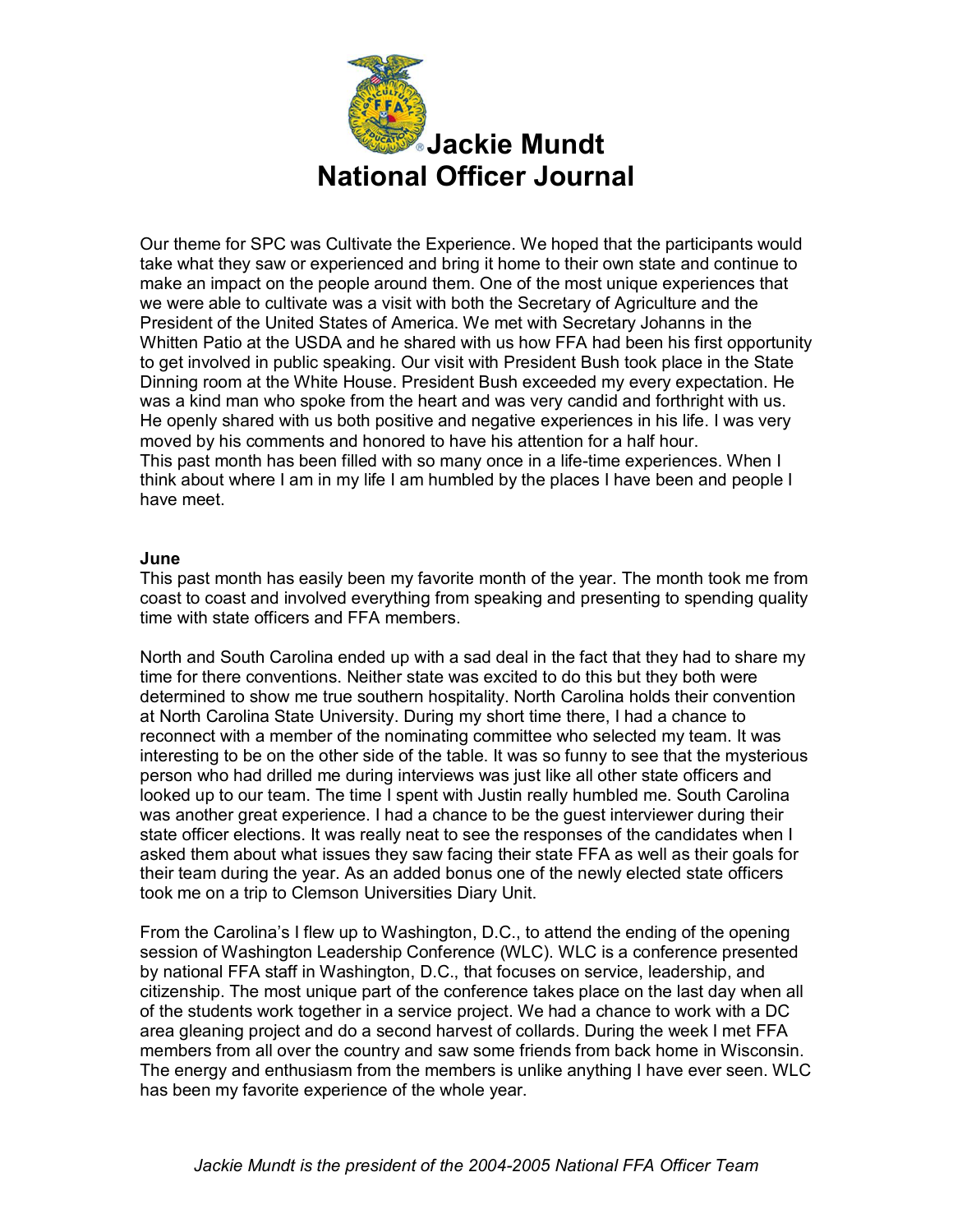# Jackie Mundt
# National Officer Journal

Our theme for SPC was Cultivate the Experience. We hoped that the participants would take what they saw or experienced and bring it home to their own state and continue to make an impact on the people around them. One of the most unique experiences that we were able to cultivate was a visit with both the Secretary of Agriculture and the President of the United States of America. We met with Secretary Johanns in the Whitten Patio at the USDA and he shared with us how FFA had been his first opportunity to get involved in public speaking. Our visit with President Bush took place in the State Dinning room at the White House. President Bush exceeded my every expectation. He was a kind man who spoke from the heart and was very candid and forthright with us. He openly shared with us both positive and negative experiences in his life. I was very moved by his comments and honored to have his attention for a half hour.
This past month has been filled with so many once in a life-time experiences. When I think about where I am in my life I am humbled by the places I have been and people I have meet.

**June**
This past month has easily been my favorite month of the year. The month took me from coast to coast and involved everything from speaking and presenting to spending quality time with state officers and FFA members.

North and South Carolina ended up with a sad deal in the fact that they had to share my time for there conventions. Neither state was excited to do this but they both were determined to show me true southern hospitality. North Carolina holds their convention at North Carolina State University. During my short time there, I had a chance to reconnect with a member of the nominating committee who selected my team. It was interesting to be on the other side of the table. It was so funny to see that the mysterious person who had drilled me during interviews was just like all other state officers and looked up to our team. The time I spent with Justin really humbled me. South Carolina was another great experience. I had a chance to be the guest interviewer during their state officer elections. It was really neat to see the responses of the candidates when I asked them about what issues they saw facing their state FFA as well as their goals for their team during the year. As an added bonus one of the newly elected state officers took me on a trip to Clemson Universities Diary Unit.

From the Carolina's I flew up to Washington, D.C., to attend the ending of the opening session of Washington Leadership Conference (WLC). WLC is a conference presented by national FFA staff in Washington, D.C., that focuses on service, leadership, and citizenship. The most unique part of the conference takes place on the last day when all of the students work together in a service project. We had a chance to work with a DC area gleaning project and do a second harvest of collards. During the week I met FFA members from all over the country and saw some friends from back home in Wisconsin. The energy and enthusiasm from the members is unlike anything I have ever seen. WLC has been my favorite experience of the whole year.

*Jackie Mundt is the president of the 2004-2005 National FFA Officer Team*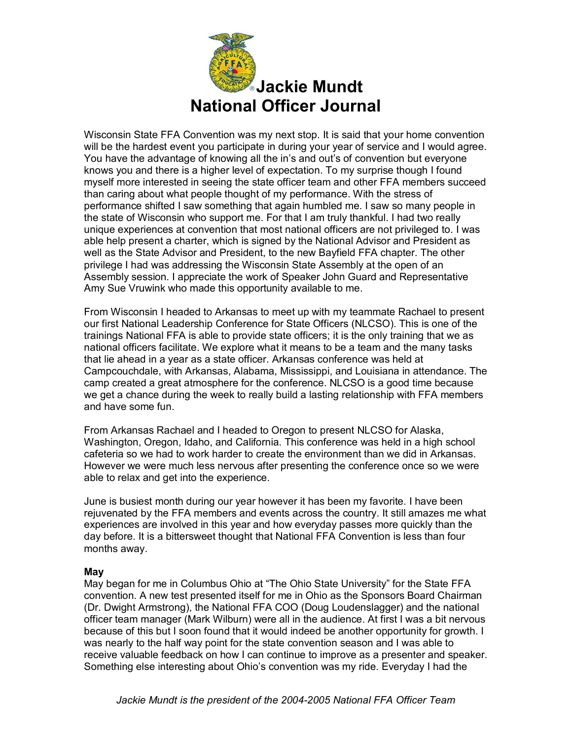Wisconsin State FFA Convention was my next stop. It is said that your home convention will be the hardest event you participate in during your year of service and I would agree. You have the advantage of knowing all the in's and out's of convention but everyone knows you and there is a higher level of expectation. To my surprise though I found myself more interested in seeing the state officer team and other FFA members succeed than caring about what people thought of my performance. With the stress of performance shifted I saw something that again humbled me. I saw so many people in the state of Wisconsin who support me. For that I am truly thankful. I had two really unique experiences at convention that most national officers are not privileged to. I was able help present a charter, which is signed by the National Advisor and President as well as the State Advisor and President, to the new Bayfield FFA chapter. The other privilege I had was addressing the Wisconsin State Assembly at the open of an Assembly session. I appreciate the work of Speaker John Guard and Representative Amy Sue Vruwink who made this opportunity available to me.

From Wisconsin I headed to Arkansas to meet up with my teammate Rachael to present our first National Leadership Conference for State Officers (NLCSO). This is one of the trainings National FFA is able to provide state officers; it is the only training that we as national officers facilitate. We explore what it means to be a team and the many tasks that lie ahead in a year as a state officer. Arkansas conference was held at Campcouchdale, with Arkansas, Alabama, Mississippi, and Louisiana in attendance. The camp created a great atmosphere for the conference. NLCSO is a good time because we get a chance during the week to really build a lasting relationship with FFA members and have some fun.

From Arkansas Rachael and I headed to Oregon to present NLCSO for Alaska, Washington, Oregon, Idaho, and California. This conference was held in a high school cafeteria so we had to work harder to create the environment than we did in Arkansas. However we were much less nervous after presenting the conference once so we were able to relax and get into the experience.

June is busiest month during our year however it has been my favorite. I have been rejuvenated by the FFA members and events across the country. It still amazes me what experiences are involved in this year and how everyday passes more quickly than the day before. It is a bittersweet thought that National FFA Convention is less than four months away.

**May**

May began for me in Columbus Ohio at "The Ohio State University" for the State FFA convention. A new test presented itself for me in Ohio as the Sponsors Board Chairman (Dr. Dwight Armstrong), the National FFA COO (Doug Loudenslagger) and the national officer team manager (Mark Wilburn) were all in the audience. At first I was a bit nervous because of this but I soon found that it would indeed be another opportunity for growth. I was nearly to the half way point for the state convention season and I was able to receive valuable feedback on how I can continue to improve as a presenter and speaker. Something else interesting about Ohio's convention was my ride. Everyday I had the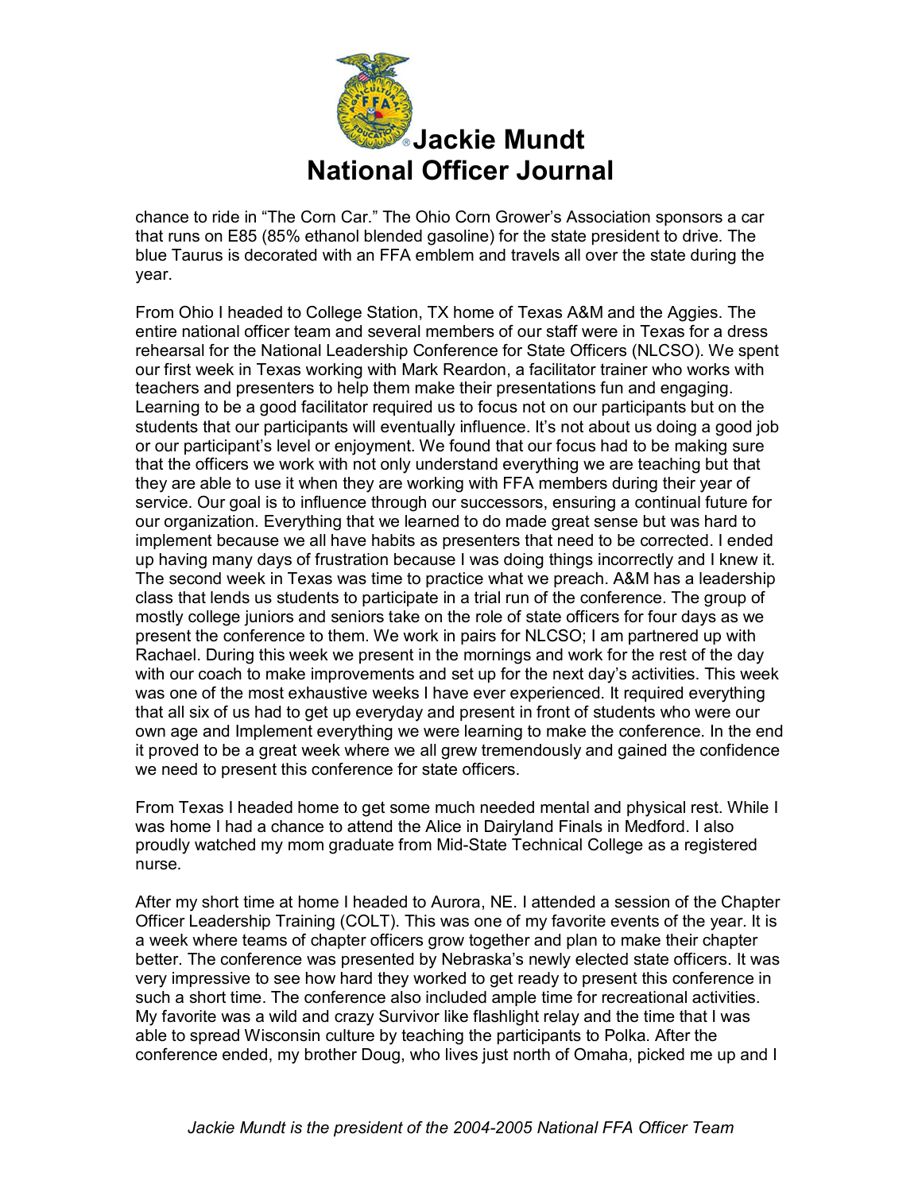chance to ride in "The Corn Car." The Ohio Corn Grower's Association sponsors a car that runs on E85 (85% ethanol blended gasoline) for the state president to drive. The blue Taurus is decorated with an FFA emblem and travels all over the state during the year.

From Ohio I headed to College Station, TX home of Texas A&M and the Aggies. The entire national officer team and several members of our staff were in Texas for a dress rehearsal for the National Leadership Conference for State Officers (NLCSO). We spent our first week in Texas working with Mark Reardon, a facilitator trainer who works with teachers and presenters to help them make their presentations fun and engaging. Learning to be a good facilitator required us to focus not on our participants but on the students that our participants will eventually influence. It's not about us doing a good job or our participant's level or enjoyment. We found that our focus had to be making sure that the officers we work with not only understand everything we are teaching but that they are able to use it when they are working with FFA members during their year of service. Our goal is to influence through our successors, ensuring a continual future for our organization. Everything that we learned to do made great sense but was hard to implement because we all have habits as presenters that need to be corrected. I ended up having many days of frustration because I was doing things incorrectly and I knew it. The second week in Texas was time to practice what we preach. A&M has a leadership class that lends us students to participate in a trial run of the conference. The group of mostly college juniors and seniors take on the role of state officers for four days as we present the conference to them. We work in pairs for NLCSO; I am partnered up with Rachael. During this week we present in the mornings and work for the rest of the day with our coach to make improvements and set up for the next day's activities. This week was one of the most exhaustive weeks I have ever experienced. It required everything that all six of us had to get up everyday and present in front of students who were our own age and Implement everything we were learning to make the conference. In the end it proved to be a great week where we all grew tremendously and gained the confidence we need to present this conference for state officers.

From Texas I headed home to get some much needed mental and physical rest. While I was home I had a chance to attend the Alice in Dairyland Finals in Medford. I also proudly watched my mom graduate from Mid-State Technical College as a registered nurse.

After my short time at home I headed to Aurora, NE. I attended a session of the Chapter Officer Leadership Training (COLT). This was one of my favorite events of the year. It is a week where teams of chapter officers grow together and plan to make their chapter better. The conference was presented by Nebraska's newly elected state officers. It was very impressive to see how hard they worked to get ready to present this conference in such a short time. The conference also included ample time for recreational activities. My favorite was a wild and crazy Survivor like flashlight relay and the time that I was able to spread Wisconsin culture by teaching the participants to Polka. After the conference ended, my brother Doug, who lives just north of Omaha, picked me up and I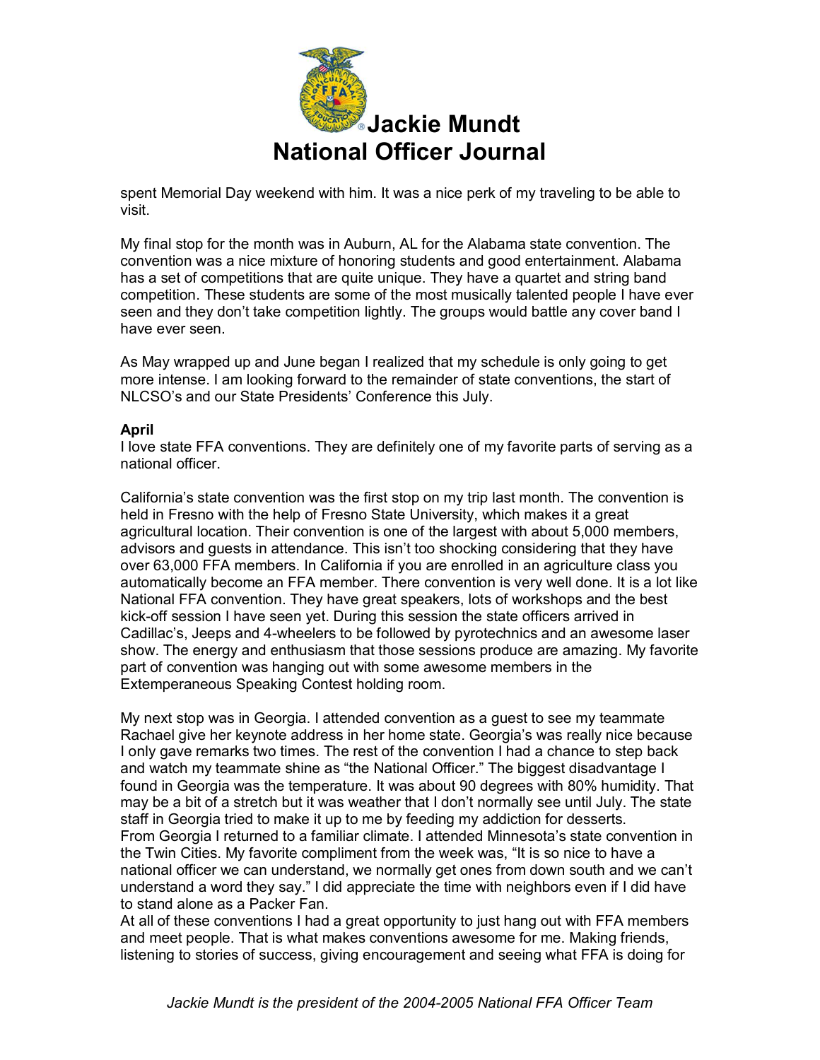spent Memorial Day weekend with him. It was a nice perk of my traveling to be able to visit.

My final stop for the month was in Auburn, AL for the Alabama state convention. The convention was a nice mixture of honoring students and good entertainment. Alabama has a set of competitions that are quite unique. They have a quartet and string band competition. These students are some of the most musically talented people I have ever seen and they don't take competition lightly. The groups would battle any cover band I have ever seen.

As May wrapped up and June began I realized that my schedule is only going to get more intense. I am looking forward to the remainder of state conventions, the start of NLCSO's and our State Presidents' Conference this July.

**April**

I love state FFA conventions. They are definitely one of my favorite parts of serving as a national officer.

California's state convention was the first stop on my trip last month. The convention is held in Fresno with the help of Fresno State University, which makes it a great agricultural location. Their convention is one of the largest with about 5,000 members, advisors and guests in attendance. This isn't too shocking considering that they have over 63,000 FFA members. In California if you are enrolled in an agriculture class you automatically become an FFA member. There convention is very well done. It is a lot like National FFA convention. They have great speakers, lots of workshops and the best kick-off session I have seen yet. During this session the state officers arrived in Cadillac's, Jeeps and 4-wheelers to be followed by pyrotechnics and an awesome laser show. The energy and enthusiasm that those sessions produce are amazing. My favorite part of convention was hanging out with some awesome members in the Extemperaneous Speaking Contest holding room.

My next stop was in Georgia. I attended convention as a guest to see my teammate Rachael give her keynote address in her home state. Georgia's was really nice because I only gave remarks two times. The rest of the convention I had a chance to step back and watch my teammate shine as "the National Officer." The biggest disadvantage I found in Georgia was the temperature. It was about 90 degrees with 80% humidity. That may be a bit of a stretch but it was weather that I don't normally see until July. The state staff in Georgia tried to make it up to me by feeding my addiction for desserts.

From Georgia I returned to a familiar climate. I attended Minnesota's state convention in the Twin Cities. My favorite compliment from the week was, "It is so nice to have a national officer we can understand, we normally get ones from down south and we can't understand a word they say." I did appreciate the time with neighbors even if I did have to stand alone as a Packer Fan.

At all of these conventions I had a great opportunity to just hang out with FFA members and meet people. That is what makes conventions awesome for me. Making friends, listening to stories of success, giving encouragement and seeing what FFA is doing for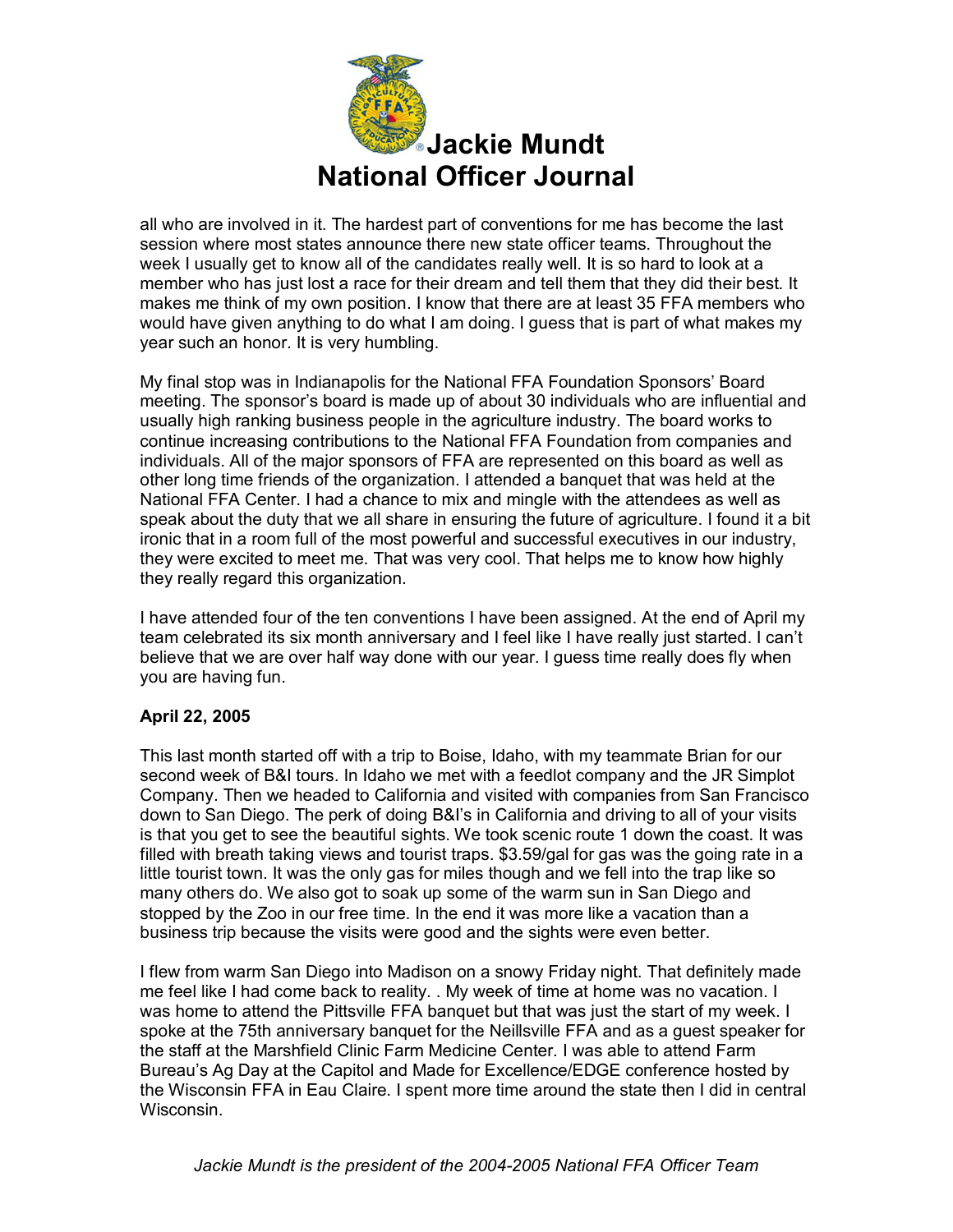all who are involved in it. The hardest part of conventions for me has become the last session where most states announce there new state officer teams. Throughout the week I usually get to know all of the candidates really well. It is so hard to look at a member who has just lost a race for their dream and tell them that they did their best. It makes me think of my own position. I know that there are at least 35 FFA members who would have given anything to do what I am doing. I guess that is part of what makes my year such an honor. It is very humbling.

My final stop was in Indianapolis for the National FFA Foundation Sponsors' Board meeting. The sponsor's board is made up of about 30 individuals who are influential and usually high ranking business people in the agriculture industry. The board works to continue increasing contributions to the National FFA Foundation from companies and individuals. All of the major sponsors of FFA are represented on this board as well as other long time friends of the organization. I attended a banquet that was held at the National FFA Center. I had a chance to mix and mingle with the attendees as well as speak about the duty that we all share in ensuring the future of agriculture. I found it a bit ironic that in a room full of the most powerful and successful executives in our industry, they were excited to meet me. That was very cool. That helps me to know how highly they really regard this organization.

I have attended four of the ten conventions I have been assigned. At the end of April my team celebrated its six month anniversary and I feel like I have really just started. I can't believe that we are over half way done with our year. I guess time really does fly when you are having fun.

**April 22, 2005**

This last month started off with a trip to Boise, Idaho, with my teammate Brian for our second week of B&I tours. In Idaho we met with a feedlot company and the JR Simplot Company. Then we headed to California and visited with companies from San Francisco down to San Diego. The perk of doing B&I's in California and driving to all of your visits is that you get to see the beautiful sights. We took scenic route 1 down the coast. It was filled with breath taking views and tourist traps. $3.59/gal for gas was the going rate in a little tourist town. It was the only gas for miles though and we fell into the trap like so many others do. We also got to soak up some of the warm sun in San Diego and stopped by the Zoo in our free time. In the end it was more like a vacation than a business trip because the visits were good and the sights were even better.

I flew from warm San Diego into Madison on a snowy Friday night. That definitely made me feel like I had come back to reality. . My week of time at home was no vacation. I was home to attend the Pittsville FFA banquet but that was just the start of my week. I spoke at the 75th anniversary banquet for the Neillsville FFA and as a guest speaker for the staff at the Marshfield Clinic Farm Medicine Center. I was able to attend Farm Bureau's Ag Day at the Capitol and Made for Excellence/EDGE conference hosted by the Wisconsin FFA in Eau Claire. I spent more time around the state then I did in central Wisconsin.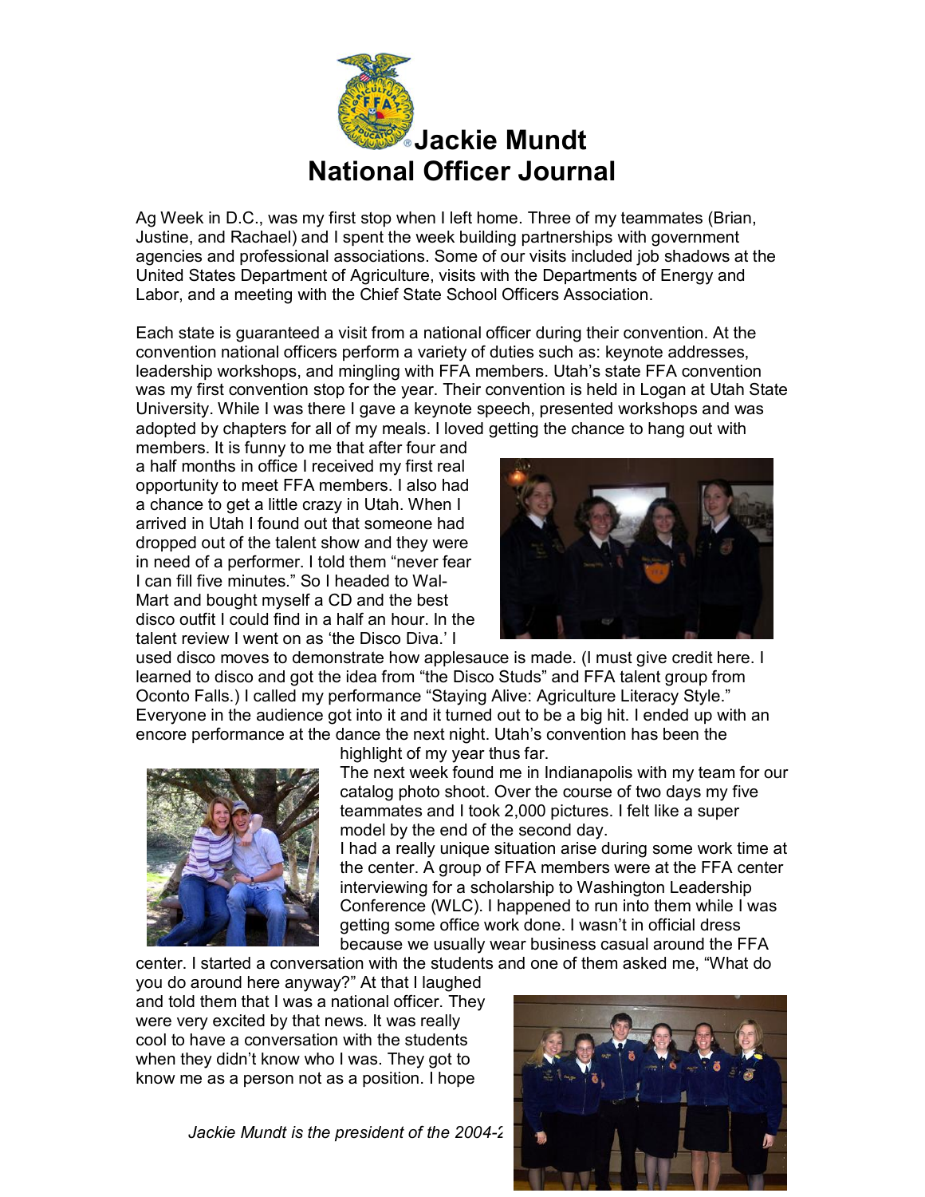# Jackie Mundt
# National Officer Journal

Ag Week in D.C., was my first stop when I left home. Three of my teammates (Brian, Justine, and Rachael) and I spent the week building partnerships with government agencies and professional associations. Some of our visits included job shadows at the United States Department of Agriculture, visits with the Departments of Energy and Labor, and a meeting with the Chief State School Officers Association.

Each state is guaranteed a visit from a national officer during their convention. At the convention national officers perform a variety of duties such as: keynote addresses, leadership workshops, and mingling with FFA members. Utah's state FFA convention was my first convention stop for the year. Their convention is held in Logan at Utah State University. While I was there I gave a keynote speech, presented workshops and was adopted by chapters for all of my meals. I loved getting the chance to hang out with members. It is funny to me that after four and a half months in office I received my first real opportunity to meet FFA members. I also had a chance to get a little crazy in Utah. When I arrived in Utah I found out that someone had dropped out of the talent show and they were in need of a performer. I told them "never fear I can fill five minutes." So I headed to Wal-Mart and bought myself a CD and the best disco outfit I could find in a half an hour. In the talent review I went on as 'the Disco Diva.' I used disco moves to demonstrate how applesauce is made. (I must give credit here. I learned to disco and got the idea from "the Disco Studs" and FFA talent group from Oconto Falls.) I called my performance "Staying Alive: Agriculture Literacy Style." Everyone in the audience got into it and it turned out to be a big hit. I ended up with an encore performance at the dance the next night. Utah's convention has been the highlight of my year thus far.

The next week found me in Indianapolis with my team for our catalog photo shoot. Over the course of two days my five teammates and I took 2,000 pictures. I felt like a super model by the end of the second day.

I had a really unique situation arise during some work time at the center. A group of FFA members were at the FFA center interviewing for a scholarship to Washington Leadership Conference (WLC). I happened to run into them while I was getting some office work done. I wasn't in official dress because we usually wear business casual around the FFA center. I started a conversation with the students and one of them asked me, "What do you do around here anyway?" At that I laughed and told them that I was a national officer. They were very excited by that news. It was really cool to have a conversation with the students when they didn't know who I was. They got to know me as a person not as a position. I hope

*Jackie Mundt is the president of the 2004-2*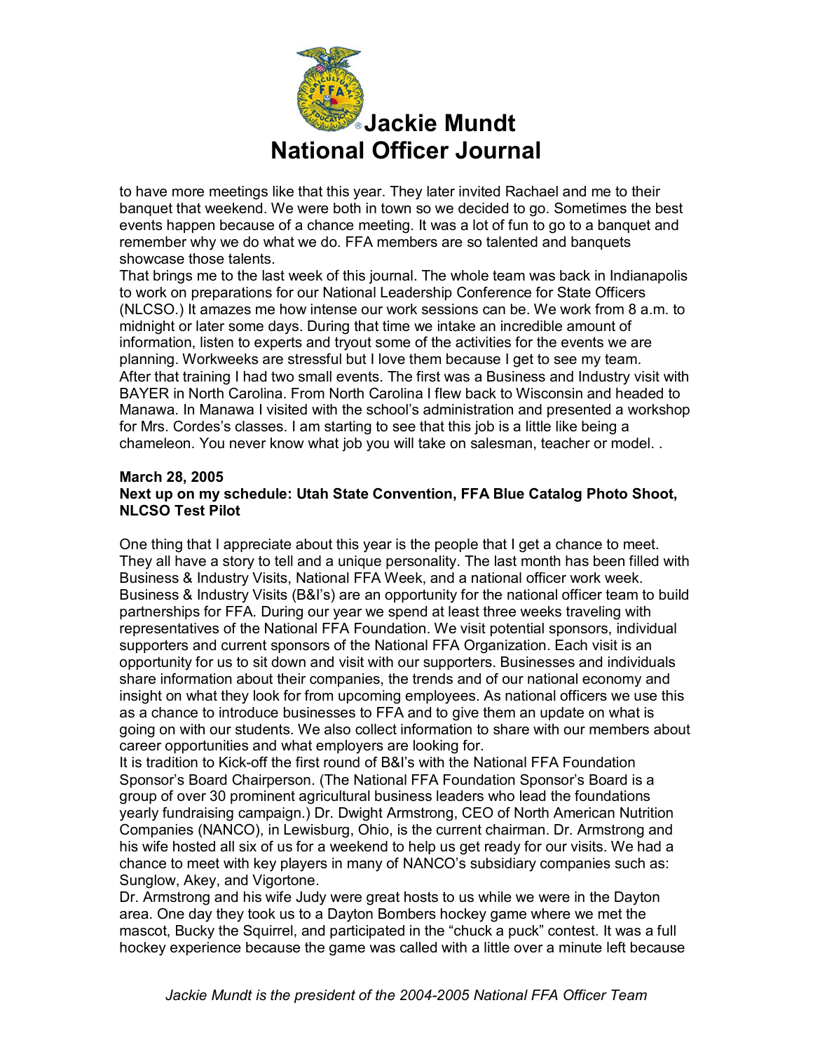to have more meetings like that this year. They later invited Rachael and me to their banquet that weekend. We were both in town so we decided to go. Sometimes the best events happen because of a chance meeting. It was a lot of fun to go to a banquet and remember why we do what we do. FFA members are so talented and banquets showcase those talents.

That brings me to the last week of this journal. The whole team was back in Indianapolis to work on preparations for our National Leadership Conference for State Officers (NLCSO.) It amazes me how intense our work sessions can be. We work from 8 a.m. to midnight or later some days. During that time we intake an incredible amount of information, listen to experts and tryout some of the activities for the events we are planning. Workweeks are stressful but I love them because I get to see my team.

After that training I had two small events. The first was a Business and Industry visit with BAYER in North Carolina. From North Carolina I flew back to Wisconsin and headed to Manawa. In Manawa I visited with the school's administration and presented a workshop for Mrs. Cordes's classes. I am starting to see that this job is a little like being a chameleon. You never know what job you will take on salesman, teacher or model. .

**March 28, 2005**
**Next up on my schedule: Utah State Convention, FFA Blue Catalog Photo Shoot, NLCSO Test Pilot**

One thing that I appreciate about this year is the people that I get a chance to meet. They all have a story to tell and a unique personality. The last month has been filled with Business & Industry Visits, National FFA Week, and a national officer work week.

Business & Industry Visits (B&I's) are an opportunity for the national officer team to build partnerships for FFA. During our year we spend at least three weeks traveling with representatives of the National FFA Foundation. We visit potential sponsors, individual supporters and current sponsors of the National FFA Organization. Each visit is an opportunity for us to sit down and visit with our supporters. Businesses and individuals share information about their companies, the trends and of our national economy and insight on what they look for from upcoming employees. As national officers we use this as a chance to introduce businesses to FFA and to give them an update on what is going on with our students. We also collect information to share with our members about career opportunities and what employers are looking for.

It is tradition to Kick-off the first round of B&I's with the National FFA Foundation Sponsor's Board Chairperson. (The National FFA Foundation Sponsor's Board is a group of over 30 prominent agricultural business leaders who lead the foundations yearly fundraising campaign.) Dr. Dwight Armstrong, CEO of North American Nutrition Companies (NANCO), in Lewisburg, Ohio, is the current chairman. Dr. Armstrong and his wife hosted all six of us for a weekend to help us get ready for our visits. We had a chance to meet with key players in many of NANCO's subsidiary companies such as: Sunglow, Akey, and Vigortone.

Dr. Armstrong and his wife Judy were great hosts to us while we were in the Dayton area. One day they took us to a Dayton Bombers hockey game where we met the mascot, Bucky the Squirrel, and participated in the "chuck a puck" contest. It was a full hockey experience because the game was called with a little over a minute left because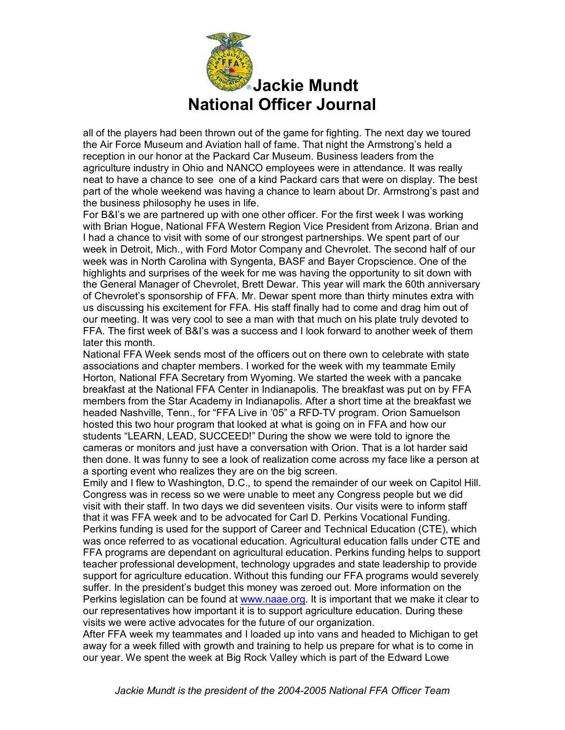all of the players had been thrown out of the game for fighting. The next day we toured the Air Force Museum and Aviation hall of fame. That night the Armstrong's held a reception in our honor at the Packard Car Museum. Business leaders from the agriculture industry in Ohio and NANCO employees were in attendance. It was really neat to have a chance to see one of a kind Packard cars that were on display. The best part of the whole weekend was having a chance to learn about Dr. Armstrong's past and the business philosophy he uses in life.

For B&I's we are partnered up with one other officer. For the first week I was working with Brian Hogue, National FFA Western Region Vice President from Arizona. Brian and I had a chance to visit with some of our strongest partnerships. We spent part of our week in Detroit, Mich., with Ford Motor Company and Chevrolet. The second half of our week was in North Carolina with Syngenta, BASF and Bayer Cropscience. One of the highlights and surprises of the week for me was having the opportunity to sit down with the General Manager of Chevrolet, Brett Dewar. This year will mark the 60th anniversary of Chevrolet's sponsorship of FFA. Mr. Dewar spent more than thirty minutes extra with us discussing his excitement for FFA. His staff finally had to come and drag him out of our meeting. It was very cool to see a man with that much on his plate truly devoted to FFA. The first week of B&I's was a success and I look forward to another week of them later this month.

National FFA Week sends most of the officers out on there own to celebrate with state associations and chapter members. I worked for the week with my teammate Emily Horton, National FFA Secretary from Wyoming. We started the week with a pancake breakfast at the National FFA Center in Indianapolis. The breakfast was put on by FFA members from the Star Academy in Indianapolis. After a short time at the breakfast we headed Nashville, Tenn., for "FFA Live in '05" a RFD-TV program. Orion Samuelson hosted this two hour program that looked at what is going on in FFA and how our students "LEARN, LEAD, SUCCEED!" During the show we were told to ignore the cameras or monitors and just have a conversation with Orion. That is a lot harder said then done. It was funny to see a look of realization come across my face like a person at a sporting event who realizes they are on the big screen.

Emily and I flew to Washington, D.C., to spend the remainder of our week on Capitol Hill. Congress was in recess so we were unable to meet any Congress people but we did visit with their staff. In two days we did seventeen visits. Our visits were to inform staff that it was FFA week and to be advocated for Carl D. Perkins Vocational Funding. Perkins funding is used for the support of Career and Technical Education (CTE), which was once referred to as vocational education. Agricultural education falls under CTE and FFA programs are dependant on agricultural education. Perkins funding helps to support teacher professional development, technology upgrades and state leadership to provide support for agriculture education. Without this funding our FFA programs would severely suffer. In the president's budget this money was zeroed out. More information on the Perkins legislation can be found at [www.naae.org](http://www.naae.org). It is important that we make it clear to our representatives how important it is to support agriculture education. During these visits we were active advocates for the future of our organization.

After FFA week my teammates and I loaded up into vans and headed to Michigan to get away for a week filled with growth and training to help us prepare for what is to come in our year. We spent the week at Big Rock Valley which is part of the Edward Lowe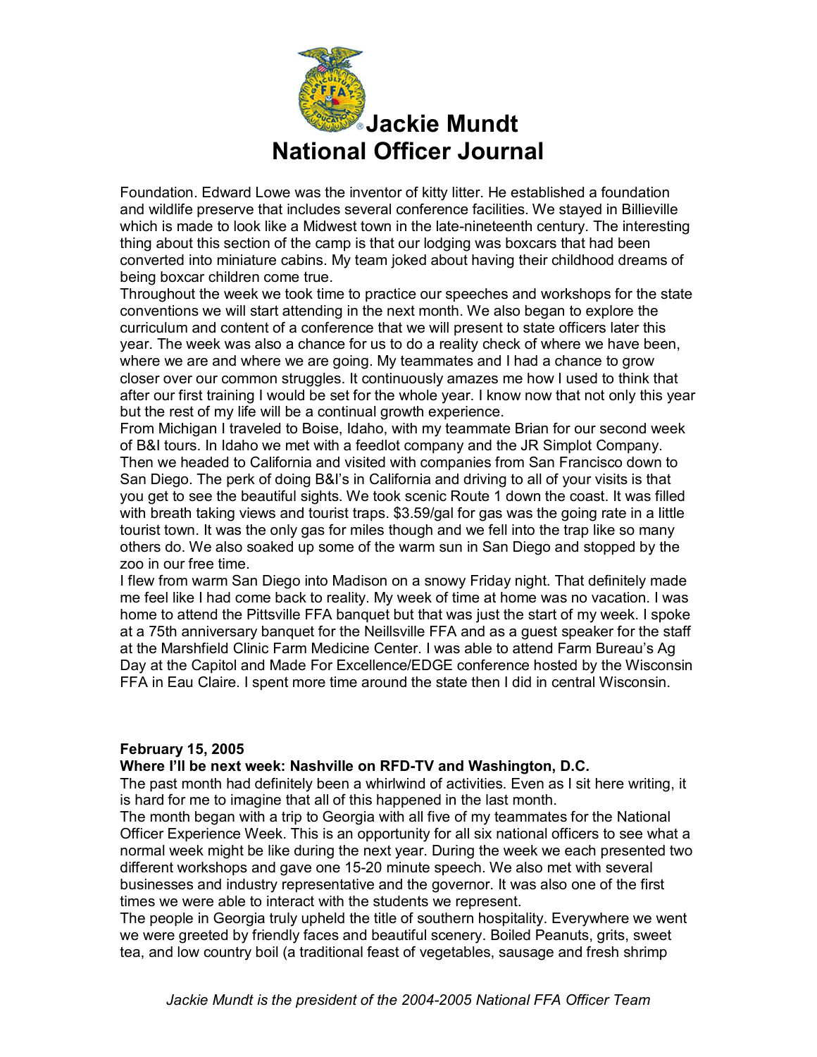Foundation. Edward Lowe was the inventor of kitty litter. He established a foundation and wildlife preserve that includes several conference facilities. We stayed in Billieville which is made to look like a Midwest town in the late-nineteenth century. The interesting thing about this section of the camp is that our lodging was boxcars that had been converted into miniature cabins. My team joked about having their childhood dreams of being boxcar children come true.

Throughout the week we took time to practice our speeches and workshops for the state conventions we will start attending in the next month. We also began to explore the curriculum and content of a conference that we will present to state officers later this year. The week was also a chance for us to do a reality check of where we have been, where we are and where we are going. My teammates and I had a chance to grow closer over our common struggles. It continuously amazes me how I used to think that after our first training I would be set for the whole year. I know now that not only this year but the rest of my life will be a continual growth experience.

From Michigan I traveled to Boise, Idaho, with my teammate Brian for our second week of B&I tours. In Idaho we met with a feedlot company and the JR Simplot Company. Then we headed to California and visited with companies from San Francisco down to San Diego. The perk of doing B&I's in California and driving to all of your visits is that you get to see the beautiful sights. We took scenic Route 1 down the coast. It was filled with breath taking views and tourist traps. $3.59/gal for gas was the going rate in a little tourist town. It was the only gas for miles though and we fell into the trap like so many others do. We also soaked up some of the warm sun in San Diego and stopped by the zoo in our free time.

I flew from warm San Diego into Madison on a snowy Friday night. That definitely made me feel like I had come back to reality. My week of time at home was no vacation. I was home to attend the Pittsville FFA banquet but that was just the start of my week. I spoke at a 75th anniversary banquet for the Neillsville FFA and as a guest speaker for the staff at the Marshfield Clinic Farm Medicine Center. I was able to attend Farm Bureau's Ag Day at the Capitol and Made For Excellence/EDGE conference hosted by the Wisconsin FFA in Eau Claire. I spent more time around the state then I did in central Wisconsin.

**February 15, 2005**

**Where I'll be next week: Nashville on RFD-TV and Washington, D.C.**

The past month had definitely been a whirlwind of activities. Even as I sit here writing, it is hard for me to imagine that all of this happened in the last month.

The month began with a trip to Georgia with all five of my teammates for the National Officer Experience Week. This is an opportunity for all six national officers to see what a normal week might be like during the next year. During the week we each presented two different workshops and gave one 15-20 minute speech. We also met with several businesses and industry representative and the governor. It was also one of the first times we were able to interact with the students we represent.

The people in Georgia truly upheld the title of southern hospitality. Everywhere we went we were greeted by friendly faces and beautiful scenery. Boiled Peanuts, grits, sweet tea, and low country boil (a traditional feast of vegetables, sausage and fresh shrimp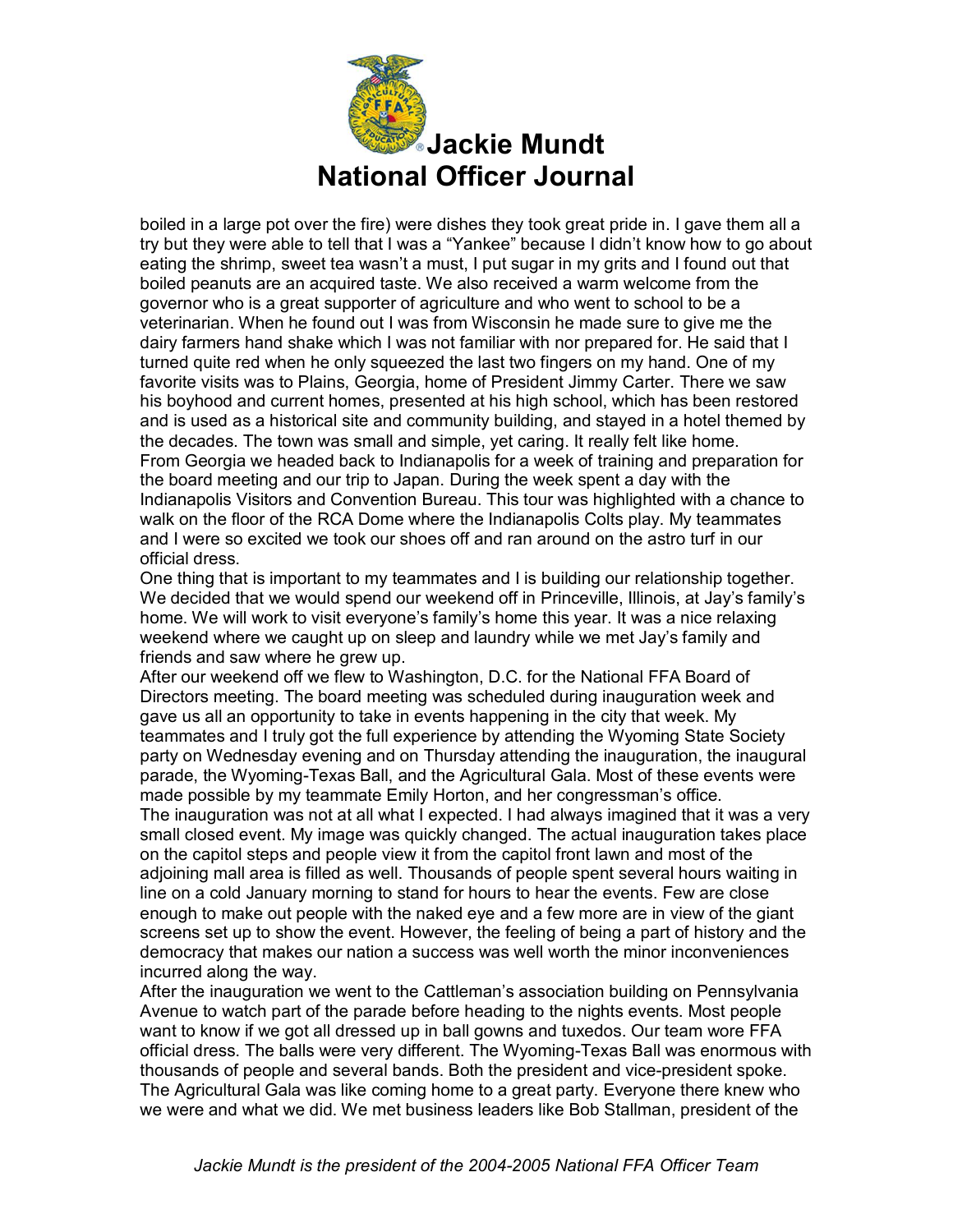boiled in a large pot over the fire) were dishes they took great pride in. I gave them all a try but they were able to tell that I was a "Yankee" because I didn't know how to go about eating the shrimp, sweet tea wasn't a must, I put sugar in my grits and I found out that boiled peanuts are an acquired taste. We also received a warm welcome from the governor who is a great supporter of agriculture and who went to school to be a veterinarian. When he found out I was from Wisconsin he made sure to give me the dairy farmers hand shake which I was not familiar with nor prepared for. He said that I turned quite red when he only squeezed the last two fingers on my hand. One of my favorite visits was to Plains, Georgia, home of President Jimmy Carter. There we saw his boyhood and current homes, presented at his high school, which has been restored and is used as a historical site and community building, and stayed in a hotel themed by the decades. The town was small and simple, yet caring. It really felt like home.

From Georgia we headed back to Indianapolis for a week of training and preparation for the board meeting and our trip to Japan. During the week spent a day with the Indianapolis Visitors and Convention Bureau. This tour was highlighted with a chance to walk on the floor of the RCA Dome where the Indianapolis Colts play. My teammates and I were so excited we took our shoes off and ran around on the astro turf in our official dress.

One thing that is important to my teammates and I is building our relationship together. We decided that we would spend our weekend off in Princeville, Illinois, at Jay's family's home. We will work to visit everyone's family's home this year. It was a nice relaxing weekend where we caught up on sleep and laundry while we met Jay's family and friends and saw where he grew up.

After our weekend off we flew to Washington, D.C. for the National FFA Board of Directors meeting. The board meeting was scheduled during inauguration week and gave us all an opportunity to take in events happening in the city that week. My teammates and I truly got the full experience by attending the Wyoming State Society party on Wednesday evening and on Thursday attending the inauguration, the inaugural parade, the Wyoming-Texas Ball, and the Agricultural Gala. Most of these events were made possible by my teammate Emily Horton, and her congressman's office.

The inauguration was not at all what I expected. I had always imagined that it was a very small closed event. My image was quickly changed. The actual inauguration takes place on the capitol steps and people view it from the capitol front lawn and most of the adjoining mall area is filled as well. Thousands of people spent several hours waiting in line on a cold January morning to stand for hours to hear the events. Few are close enough to make out people with the naked eye and a few more are in view of the giant screens set up to show the event. However, the feeling of being a part of history and the democracy that makes our nation a success was well worth the minor inconveniences incurred along the way.

After the inauguration we went to the Cattleman's association building on Pennsylvania Avenue to watch part of the parade before heading to the nights events. Most people want to know if we got all dressed up in ball gowns and tuxedos. Our team wore FFA official dress. The balls were very different. The Wyoming-Texas Ball was enormous with thousands of people and several bands. Both the president and vice-president spoke. The Agricultural Gala was like coming home to a great party. Everyone there knew who we were and what we did. We met business leaders like Bob Stallman, president of the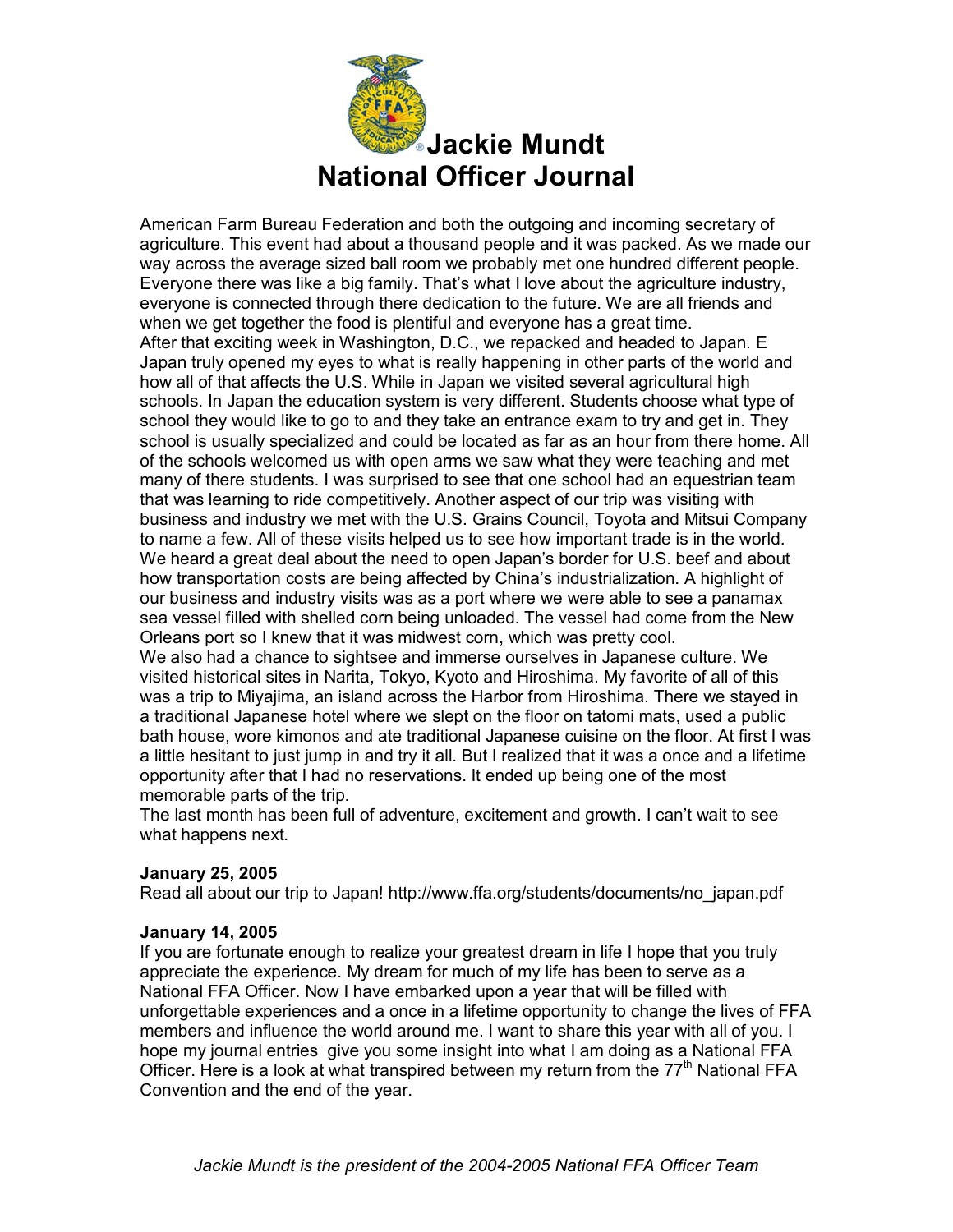# Jackie Mundt National Officer Journal

American Farm Bureau Federation and both the outgoing and incoming secretary of agriculture. This event had about a thousand people and it was packed. As we made our way across the average sized ball room we probably met one hundred different people. Everyone there was like a big family. That's what I love about the agriculture industry, everyone is connected through there dedication to the future. We are all friends and when we get together the food is plentiful and everyone has a great time.

After that exciting week in Washington, D.C., we repacked and headed to Japan. E Japan truly opened my eyes to what is really happening in other parts of the world and how all of that affects the U.S. While in Japan we visited several agricultural high schools. In Japan the education system is very different. Students choose what type of school they would like to go to and they take an entrance exam to try and get in. They school is usually specialized and could be located as far as an hour from there home. All of the schools welcomed us with open arms we saw what they were teaching and met many of there students. I was surprised to see that one school had an equestrian team that was learning to ride competitively. Another aspect of our trip was visiting with business and industry we met with the U.S. Grains Council, Toyota and Mitsui Company to name a few. All of these visits helped us to see how important trade is in the world. We heard a great deal about the need to open Japan's border for U.S. beef and about how transportation costs are being affected by China's industrialization. A highlight of our business and industry visits was as a port where we were able to see a panamax sea vessel filled with shelled corn being unloaded. The vessel had come from the New Orleans port so I knew that it was midwest corn, which was pretty cool.

We also had a chance to sightsee and immerse ourselves in Japanese culture. We visited historical sites in Narita, Tokyo, Kyoto and Hiroshima. My favorite of all of this was a trip to Miyajima, an island across the Harbor from Hiroshima. There we stayed in a traditional Japanese hotel where we slept on the floor on tatomi mats, used a public bath house, wore kimonos and ate traditional Japanese cuisine on the floor. At first I was a little hesitant to just jump in and try it all. But I realized that it was a once and a lifetime opportunity after that I had no reservations. It ended up being one of the most memorable parts of the trip.

The last month has been full of adventure, excitement and growth. I can't wait to see what happens next.

**January 25, 2005**

Read all about our trip to Japan! http://www.ffa.org/students/documents/no_japan.pdf

**January 14, 2005**

If you are fortunate enough to realize your greatest dream in life I hope that you truly appreciate the experience. My dream for much of my life has been to serve as a National FFA Officer. Now I have embarked upon a year that will be filled with unforgettable experiences and a once in a lifetime opportunity to change the lives of FFA members and influence the world around me. I want to share this year with all of you. I hope my journal entries give you some insight into what I am doing as a National FFA Officer. Here is a look at what transpired between my return from the 77th National FFA Convention and the end of the year.

*Jackie Mundt is the president of the 2004-2005 National FFA Officer Team*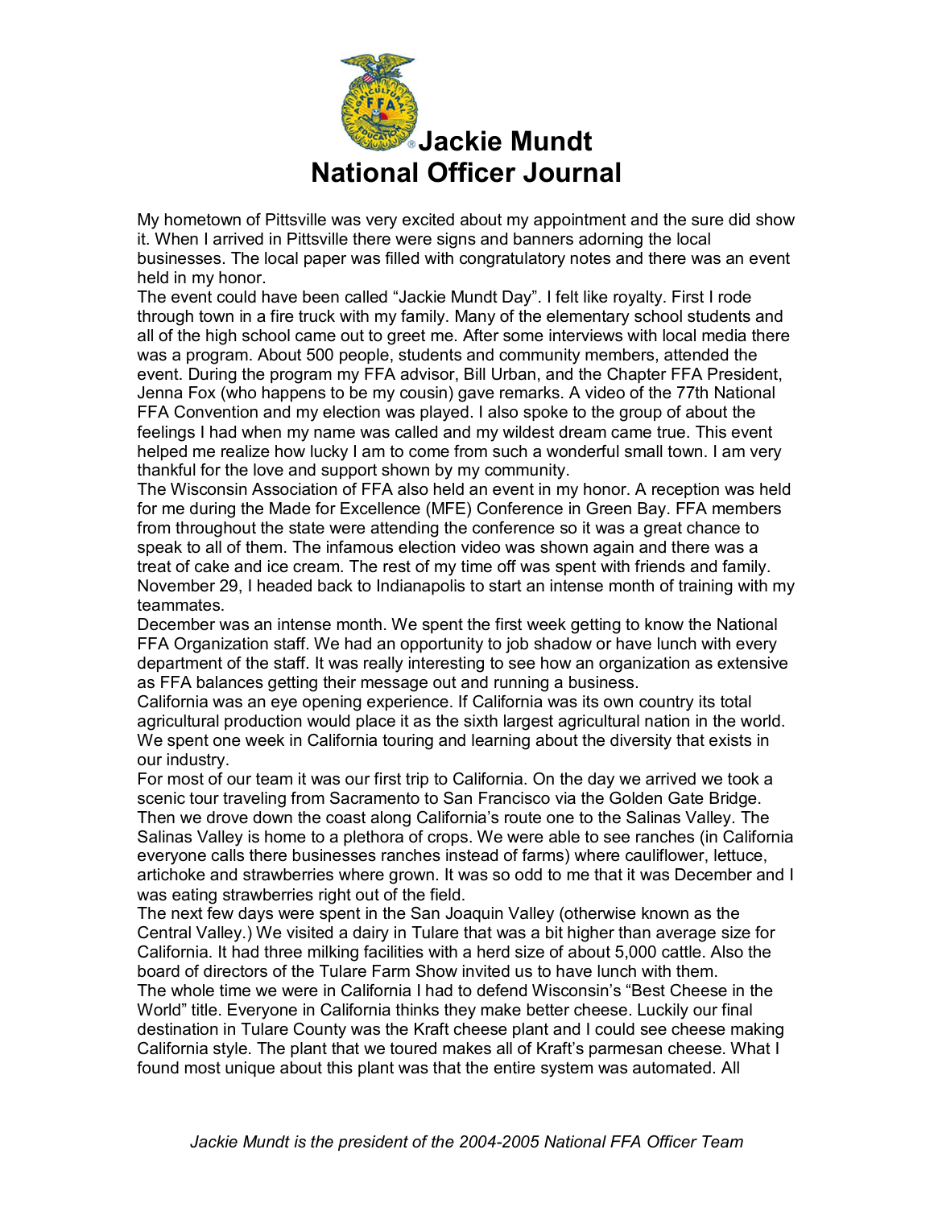# Jackie Mundt
# National Officer Journal

My hometown of Pittsville was very excited about my appointment and the sure did show it. When I arrived in Pittsville there were signs and banners adorning the local businesses. The local paper was filled with congratulatory notes and there was an event held in my honor.

The event could have been called "Jackie Mundt Day". I felt like royalty. First I rode through town in a fire truck with my family. Many of the elementary school students and all of the high school came out to greet me. After some interviews with local media there was a program. About 500 people, students and community members, attended the event. During the program my FFA advisor, Bill Urban, and the Chapter FFA President, Jenna Fox (who happens to be my cousin) gave remarks. A video of the 77th National FFA Convention and my election was played. I also spoke to the group of about the feelings I had when my name was called and my wildest dream came true. This event helped me realize how lucky I am to come from such a wonderful small town. I am very thankful for the love and support shown by my community.

The Wisconsin Association of FFA also held an event in my honor. A reception was held for me during the Made for Excellence (MFE) Conference in Green Bay. FFA members from throughout the state were attending the conference so it was a great chance to speak to all of them. The infamous election video was shown again and there was a treat of cake and ice cream. The rest of my time off was spent with friends and family.

November 29, I headed back to Indianapolis to start an intense month of training with my teammates.

December was an intense month. We spent the first week getting to know the National FFA Organization staff. We had an opportunity to job shadow or have lunch with every department of the staff. It was really interesting to see how an organization as extensive as FFA balances getting their message out and running a business.

California was an eye opening experience. If California was its own country its total agricultural production would place it as the sixth largest agricultural nation in the world. We spent one week in California touring and learning about the diversity that exists in our industry.

For most of our team it was our first trip to California. On the day we arrived we took a scenic tour traveling from Sacramento to San Francisco via the Golden Gate Bridge. Then we drove down the coast along California's route one to the Salinas Valley. The Salinas Valley is home to a plethora of crops. We were able to see ranches (in California everyone calls there businesses ranches instead of farms) where cauliflower, lettuce, artichoke and strawberries where grown. It was so odd to me that it was December and I was eating strawberries right out of the field.

The next few days were spent in the San Joaquin Valley (otherwise known as the Central Valley.) We visited a dairy in Tulare that was a bit higher than average size for California. It had three milking facilities with a herd size of about 5,000 cattle. Also the board of directors of the Tulare Farm Show invited us to have lunch with them.

The whole time we were in California I had to defend Wisconsin's "Best Cheese in the World" title. Everyone in California thinks they make better cheese. Luckily our final destination in Tulare County was the Kraft cheese plant and I could see cheese making California style. The plant that we toured makes all of Kraft's parmesan cheese. What I found most unique about this plant was that the entire system was automated. All

*Jackie Mundt is the president of the 2004-2005 National FFA Officer Team*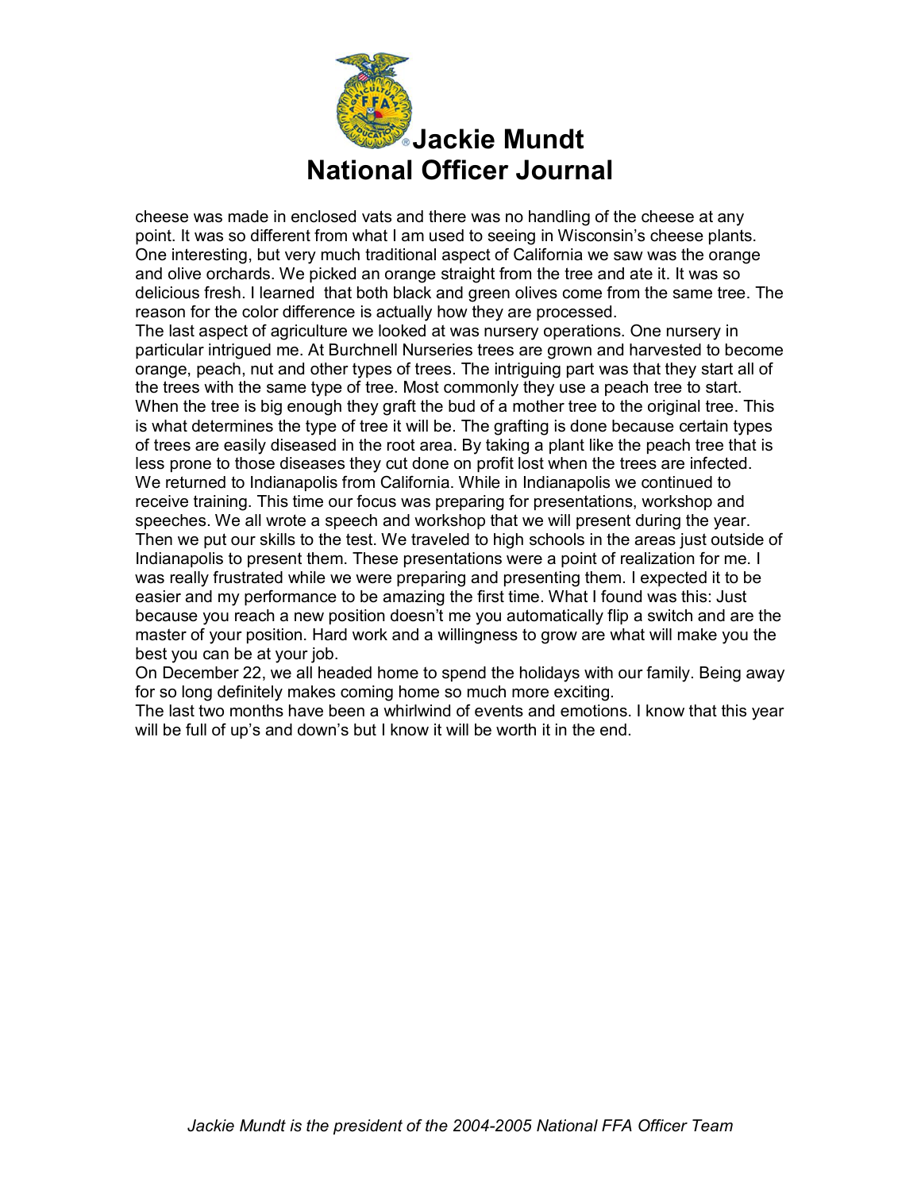cheese was made in enclosed vats and there was no handling of the cheese at any point. It was so different from what I am used to seeing in Wisconsin's cheese plants. One interesting, but very much traditional aspect of California we saw was the orange and olive orchards. We picked an orange straight from the tree and ate it. It was so delicious fresh. I learned that both black and green olives come from the same tree. The reason for the color difference is actually how they are processed.

The last aspect of agriculture we looked at was nursery operations. One nursery in particular intrigued me. At Burchnell Nurseries trees are grown and harvested to become orange, peach, nut and other types of trees. The intriguing part was that they start all of the trees with the same type of tree. Most commonly they use a peach tree to start. When the tree is big enough they graft the bud of a mother tree to the original tree. This is what determines the type of tree it will be. The grafting is done because certain types of trees are easily diseased in the root area. By taking a plant like the peach tree that is less prone to those diseases they cut done on profit lost when the trees are infected.

We returned to Indianapolis from California. While in Indianapolis we continued to receive training. This time our focus was preparing for presentations, workshop and speeches. We all wrote a speech and workshop that we will present during the year. Then we put our skills to the test. We traveled to high schools in the areas just outside of Indianapolis to present them. These presentations were a point of realization for me. I was really frustrated while we were preparing and presenting them. I expected it to be easier and my performance to be amazing the first time. What I found was this: Just because you reach a new position doesn't me you automatically flip a switch and are the master of your position. Hard work and a willingness to grow are what will make you the best you can be at your job.

On December 22, we all headed home to spend the holidays with our family. Being away for so long definitely makes coming home so much more exciting.

The last two months have been a whirlwind of events and emotions. I know that this year will be full of up's and down's but I know it will be worth it in the end.

*Jackie Mundt is the president of the 2004-2005 National FFA Officer Team*